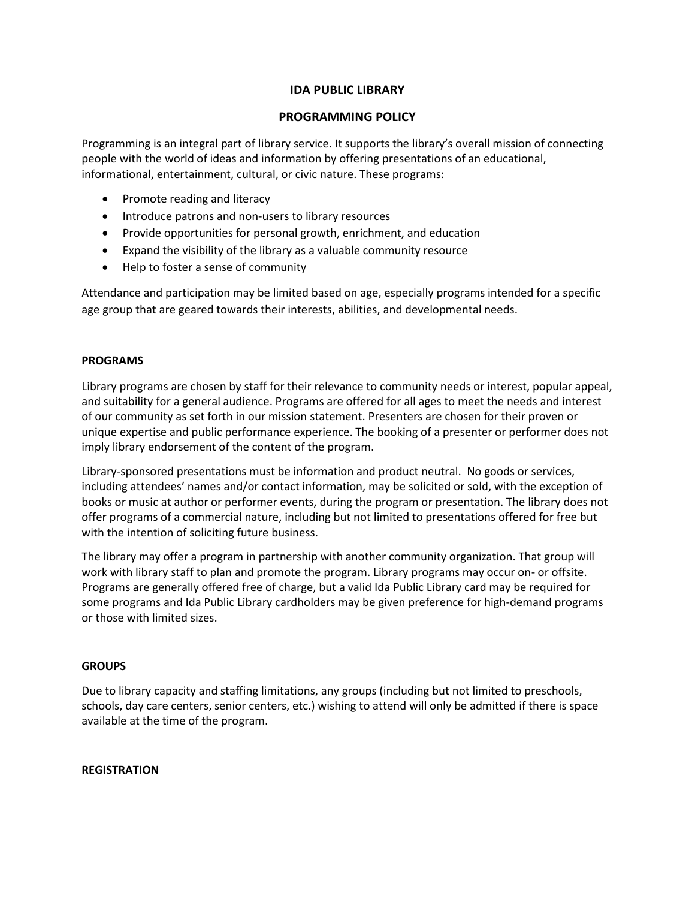# IDA PUBLIC LIBRARY

## PROGRAMMING POLICY

Programming is an integral part of library service. It supports the library's overall mission of connecting people with the world of ideas and information by offering presentations of an educational, informational, entertainment, cultural, or civic nature. These programs:

- Promote reading and literacy
- Introduce patrons and non-users to library resources
- Provide opportunities for personal growth, enrichment, and education
- Expand the visibility of the library as a valuable community resource
- Help to foster a sense of community

Attendance and participation may be limited based on age, especially programs intended for a specific age group that are geared towards their interests, abilities, and developmental needs.

### PROGRAMS

Library programs are chosen by staff for their relevance to community needs or interest, popular appeal, and suitability for a general audience. Programs are offered for all ages to meet the needs and interest of our community as set forth in our mission statement. Presenters are chosen for their proven or unique expertise and public performance experience. The booking of a presenter or performer does not imply library endorsement of the content of the program.

Library-sponsored presentations must be information and product neutral. No goods or services, including attendees' names and/or contact information, may be solicited or sold, with the exception of books or music at author or performer events, during the program or presentation. The library does not offer programs of a commercial nature, including but not limited to presentations offered for free but with the intention of soliciting future business.

The library may offer a program in partnership with another community organization. That group will work with library staff to plan and promote the program. Library programs may occur on- or offsite. Programs are generally offered free of charge, but a valid Ida Public Library card may be required for some programs and Ida Public Library cardholders may be given preference for high-demand programs or those with limited sizes.

### GROUPS

Due to library capacity and staffing limitations, any groups (including but not limited to preschools, schools, day care centers, senior centers, etc.) wishing to attend will only be admitted if there is space available at the time of the program.

### REGISTRATION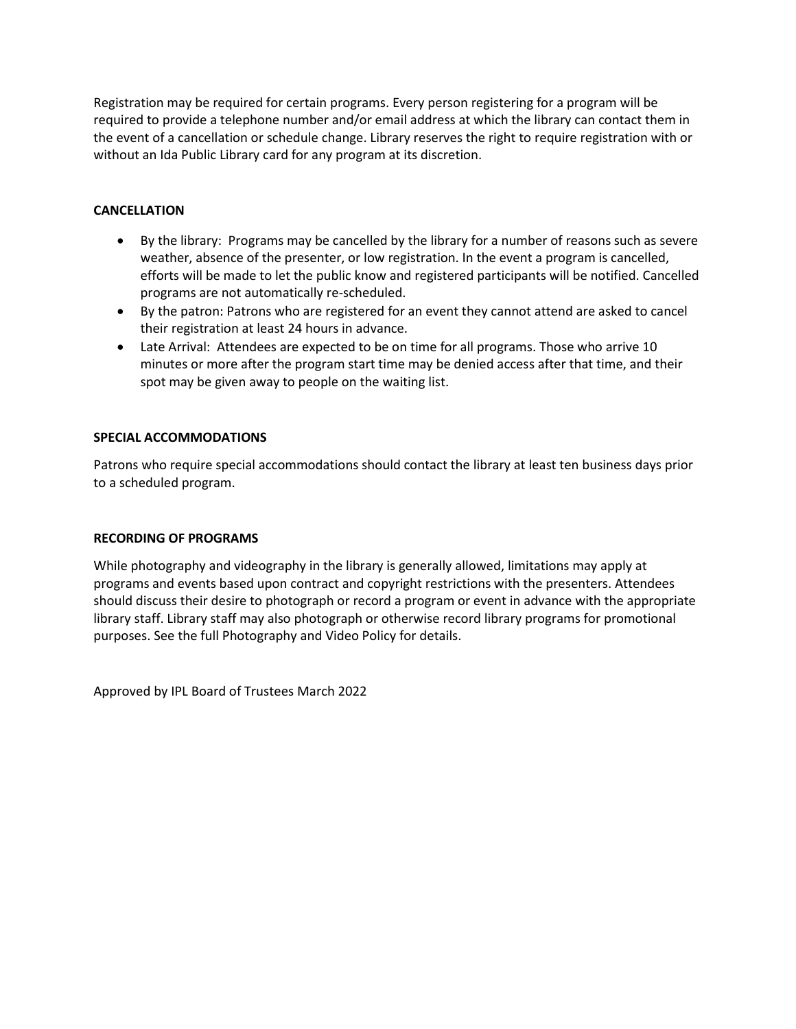Registration may be required for certain programs. Every person registering for a program will be required to provide a telephone number and/or email address at which the library can contact them in the event of a cancellation or schedule change. Library reserves the right to require registration with or without an Ida Public Library card for any program at its discretion.

**CANCELLATION**

- By the library: Programs may be cancelled by the library for a number of reasons such as severe weather, absence of the presenter, or low registration. In the event a program is cancelled, efforts will be made to let the public know and registered participants will be notified. Cancelled programs are not automatically re-scheduled.
- By the patron: Patrons who are registered for an event they cannot attend are asked to cancel their registration at least 24 hours in advance.
- Late Arrival: Attendees are expected to be on time for all programs. Those who arrive 10 minutes or more after the program start time may be denied access after that time, and their spot may be given away to people on the waiting list.

**SPECIAL ACCOMMODATIONS**

Patrons who require special accommodations should contact the library at least ten business days prior to a scheduled program.

**RECORDING OF PROGRAMS**

While photography and videography in the library is generally allowed, limitations may apply at programs and events based upon contract and copyright restrictions with the presenters. Attendees should discuss their desire to photograph or record a program or event in advance with the appropriate library staff. Library staff may also photograph or otherwise record library programs for promotional purposes. See the full Photography and Video Policy for details.

Approved by IPL Board of Trustees March 2022